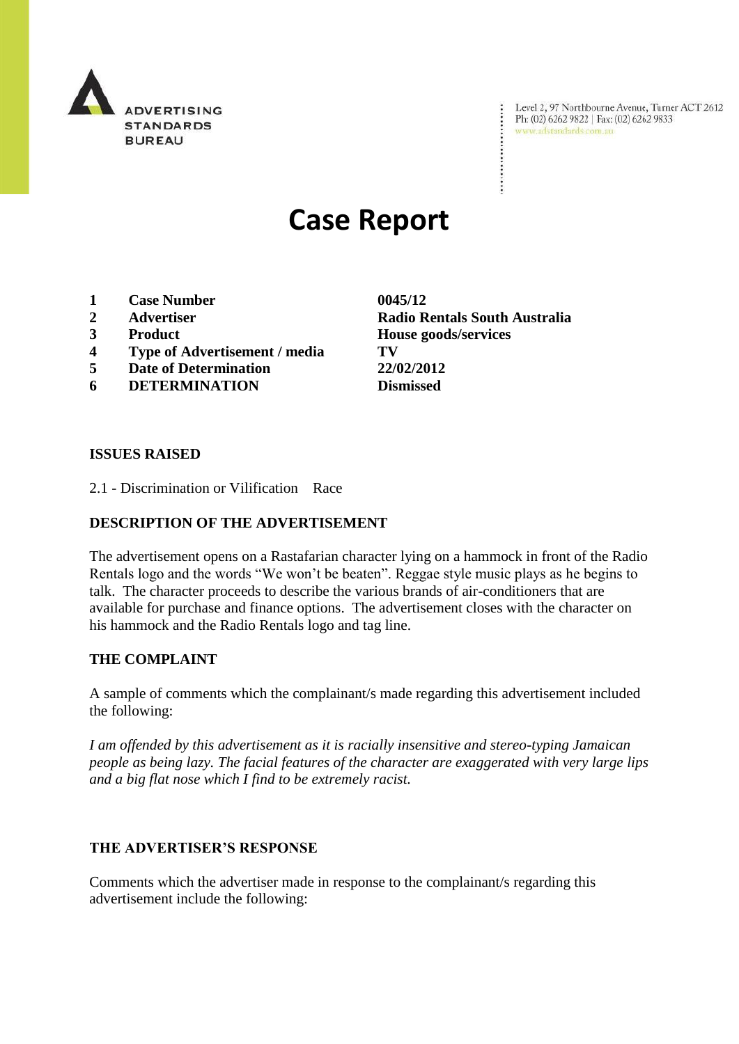ADVERTISING STANDARDS BUREAU

Level 2, 97 Northbourne Avenue, Turner ACT 2612
Ph: (02) 6262 9822 | Fax: (02) 6262 9833
www.adstandards.com.au

# Case Report

| | | |
|---|---|---|
| 1 | **Case Number** | **0045/12** |
| 2 | **Advertiser** | **Radio Rentals South Australia** |
| 3 | **Product** | **House goods/services** |
| 4 | **Type of Advertisement / media** | **TV** |
| 5 | **Date of Determination** | **22/02/2012** |
| 6 | **DETERMINATION** | **Dismissed** |

**ISSUES RAISED**

2.1 - Discrimination or Vilification Race

**DESCRIPTION OF THE ADVERTISEMENT**

The advertisement opens on a Rastafarian character lying on a hammock in front of the Radio Rentals logo and the words "We won't be beaten". Reggae style music plays as he begins to talk. The character proceeds to describe the various brands of air-conditioners that are available for purchase and finance options. The advertisement closes with the character on his hammock and the Radio Rentals logo and tag line.

**THE COMPLAINT**

A sample of comments which the complainant/s made regarding this advertisement included the following:

*I am offended by this advertisement as it is racially insensitive and stereo-typing Jamaican people as being lazy. The facial features of the character are exaggerated with very large lips and a big flat nose which I find to be extremely racist.*

**THE ADVERTISER'S RESPONSE**

Comments which the advertiser made in response to the complainant/s regarding this advertisement include the following: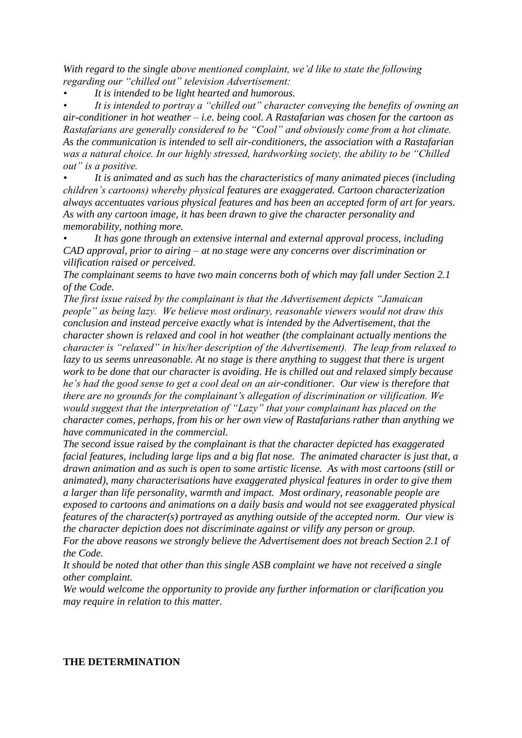*With regard to the single above mentioned complaint, we'd like to state the following regarding our "chilled out" television Advertisement:*

- *It is intended to be light hearted and humorous.*
- *It is intended to portray a "chilled out" character conveying the benefits of owning an air-conditioner in hot weather – i.e. being cool. A Rastafarian was chosen for the cartoon as Rastafarians are generally considered to be "Cool" and obviously come from a hot climate. As the communication is intended to sell air-conditioners, the association with a Rastafarian was a natural choice. In our highly stressed, hardworking society, the ability to be "Chilled out" is a positive.*
- *It is animated and as such has the characteristics of many animated pieces (including children's cartoons) whereby physical features are exaggerated. Cartoon characterization always accentuates various physical features and has been an accepted form of art for years. As with any cartoon image, it has been drawn to give the character personality and memorability, nothing more.*
- *It has gone through an extensive internal and external approval process, including CAD approval, prior to airing – at no stage were any concerns over discrimination or vilification raised or perceived.*

*The complainant seems to have two main concerns both of which may fall under Section 2.1 of the Code.*

*The first issue raised by the complainant is that the Advertisement depicts "Jamaican people" as being lazy. We believe most ordinary, reasonable viewers would not draw this conclusion and instead perceive exactly what is intended by the Advertisement, that the character shown is relaxed and cool in hot weather (the complainant actually mentions the character is "relaxed" in his/her description of the Advertisement). The leap from relaxed to lazy to us seems unreasonable. At no stage is there anything to suggest that there is urgent work to be done that our character is avoiding. He is chilled out and relaxed simply because he's had the good sense to get a cool deal on an air-conditioner. Our view is therefore that there are no grounds for the complainant's allegation of discrimination or vilification. We would suggest that the interpretation of "Lazy" that your complainant has placed on the character comes, perhaps, from his or her own view of Rastafarians rather than anything we have communicated in the commercial.*

*The second issue raised by the complainant is that the character depicted has exaggerated facial features, including large lips and a big flat nose. The animated character is just that, a drawn animation and as such is open to some artistic license. As with most cartoons (still or animated), many characterisations have exaggerated physical features in order to give them a larger than life personality, warmth and impact. Most ordinary, reasonable people are exposed to cartoons and animations on a daily basis and would not see exaggerated physical features of the character(s) portrayed as anything outside of the accepted norm. Our view is the character depiction does not discriminate against or vilify any person or group.*

*For the above reasons we strongly believe the Advertisement does not breach Section 2.1 of the Code.*

*It should be noted that other than this single ASB complaint we have not received a single other complaint.*

*We would welcome the opportunity to provide any further information or clarification you may require in relation to this matter.*

**THE DETERMINATION**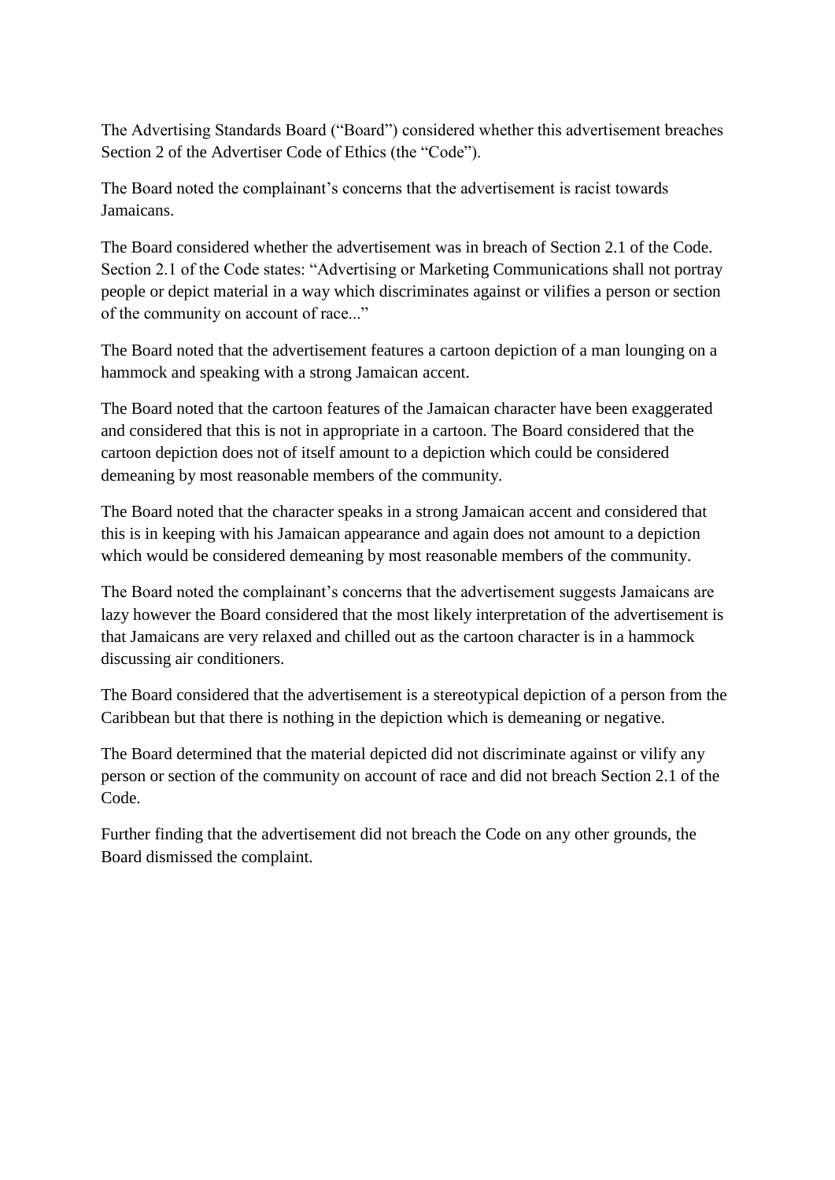The Advertising Standards Board ("Board") considered whether this advertisement breaches Section 2 of the Advertiser Code of Ethics (the "Code").

The Board noted the complainant's concerns that the advertisement is racist towards Jamaicans.

The Board considered whether the advertisement was in breach of Section 2.1 of the Code. Section 2.1 of the Code states: "Advertising or Marketing Communications shall not portray people or depict material in a way which discriminates against or vilifies a person or section of the community on account of race..."

The Board noted that the advertisement features a cartoon depiction of a man lounging on a hammock and speaking with a strong Jamaican accent.

The Board noted that the cartoon features of the Jamaican character have been exaggerated and considered that this is not in appropriate in a cartoon. The Board considered that the cartoon depiction does not of itself amount to a depiction which could be considered demeaning by most reasonable members of the community.

The Board noted that the character speaks in a strong Jamaican accent and considered that this is in keeping with his Jamaican appearance and again does not amount to a depiction which would be considered demeaning by most reasonable members of the community.

The Board noted the complainant's concerns that the advertisement suggests Jamaicans are lazy however the Board considered that the most likely interpretation of the advertisement is that Jamaicans are very relaxed and chilled out as the cartoon character is in a hammock discussing air conditioners.

The Board considered that the advertisement is a stereotypical depiction of a person from the Caribbean but that there is nothing in the depiction which is demeaning or negative.

The Board determined that the material depicted did not discriminate against or vilify any person or section of the community on account of race and did not breach Section 2.1 of the Code.

Further finding that the advertisement did not breach the Code on any other grounds, the Board dismissed the complaint.